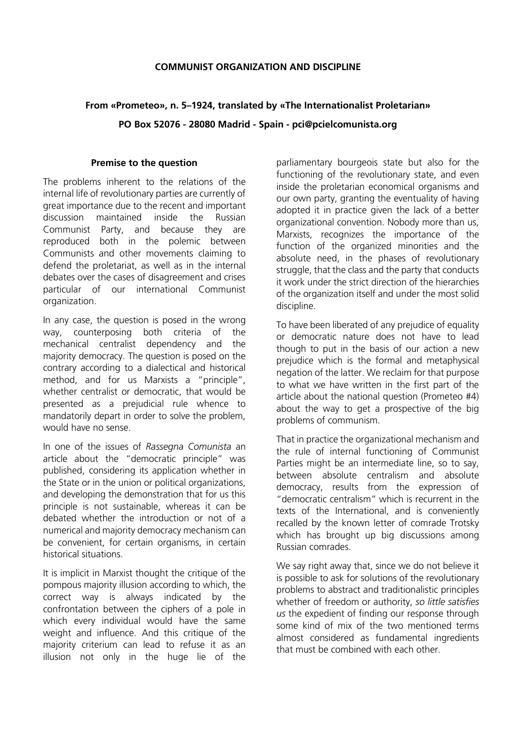# COMMUNIST ORGANIZATION AND DISCIPLINE

**From «Prometeo», n. 5–1924, translated by «The Internationalist Proletarian»**

**PO Box 52076 - 28080 Madrid - Spain - pci@pcielcomunista.org**

### Premise to the question

The problems inherent to the relations of the internal life of revolutionary parties are currently of great importance due to the recent and important discussion maintained inside the Russian Communist Party, and because they are reproduced both in the polemic between Communists and other movements claiming to defend the proletariat, as well as in the internal debates over the cases of disagreement and crises particular of our international Communist organization.

In any case, the question is posed in the wrong way, counterposing both criteria of the mechanical centralist dependency and the majority democracy. The question is posed on the contrary according to a dialectical and historical method, and for us Marxists a "principle", whether centralist or democratic, that would be presented as a prejudicial rule whence to mandatorily depart in order to solve the problem, would have no sense.

In one of the issues of *Rassegna Comunista* an article about the "democratic principle" was published, considering its application whether in the State or in the union or political organizations, and developing the demonstration that for us this principle is not sustainable, whereas it can be debated whether the introduction or not of a numerical and majority democracy mechanism can be convenient, for certain organisms, in certain historical situations.

It is implicit in Marxist thought the critique of the pompous majority illusion according to which, the correct way is always indicated by the confrontation between the ciphers of a pole in which every individual would have the same weight and influence. And this critique of the majority criterium can lead to refuse it as an illusion not only in the huge lie of the parliamentary bourgeois state but also for the functioning of the revolutionary state, and even inside the proletarian economical organisms and our own party, granting the eventuality of having adopted it in practice given the lack of a better organizational convention. Nobody more than us, Marxists, recognizes the importance of the function of the organized minorities and the absolute need, in the phases of revolutionary struggle, that the class and the party that conducts it work under the strict direction of the hierarchies of the organization itself and under the most solid discipline.

To have been liberated of any prejudice of equality or democratic nature does not have to lead though to put in the basis of our action a new prejudice which is the formal and metaphysical negation of the latter. We reclaim for that purpose to what we have written in the first part of the article about the national question (Prometeo #4) about the way to get a prospective of the big problems of communism.

That in practice the organizational mechanism and the rule of internal functioning of Communist Parties might be an intermediate line, so to say, between absolute centralism and absolute democracy, results from the expression of "democratic centralism" which is recurrent in the texts of the International, and is conveniently recalled by the known letter of comrade Trotsky which has brought up big discussions among Russian comrades.

We say right away that, since we do not believe it is possible to ask for solutions of the revolutionary problems to abstract and traditionalistic principles whether of freedom or authority, *so little satisfies us* the expedient of finding our response through some kind of mix of the two mentioned terms almost considered as fundamental ingredients that must be combined with each other.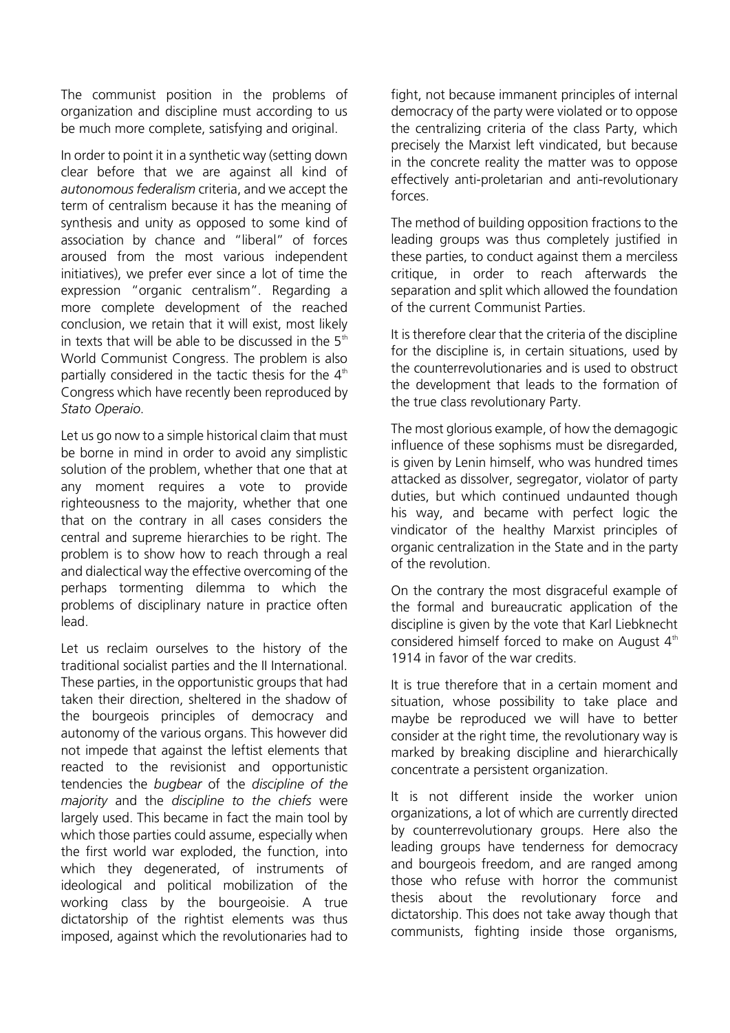The communist position in the problems of organization and discipline must according to us be much more complete, satisfying and original.

In order to point it in a synthetic way (setting down clear before that we are against all kind of *autonomous federalism* criteria, and we accept the term of centralism because it has the meaning of synthesis and unity as opposed to some kind of association by chance and "liberal" of forces aroused from the most various independent initiatives), we prefer ever since a lot of time the expression "organic centralism". Regarding a more complete development of the reached conclusion, we retain that it will exist, most likely in texts that will be able to be discussed in the 5th World Communist Congress. The problem is also partially considered in the tactic thesis for the 4th Congress which have recently been reproduced by *Stato Operaio*.

Let us go now to a simple historical claim that must be borne in mind in order to avoid any simplistic solution of the problem, whether that one that at any moment requires a vote to provide righteousness to the majority, whether that one that on the contrary in all cases considers the central and supreme hierarchies to be right. The problem is to show how to reach through a real and dialectical way the effective overcoming of the perhaps tormenting dilemma to which the problems of disciplinary nature in practice often lead.

Let us reclaim ourselves to the history of the traditional socialist parties and the II International. These parties, in the opportunistic groups that had taken their direction, sheltered in the shadow of the bourgeois principles of democracy and autonomy of the various organs. This however did not impede that against the leftist elements that reacted to the revisionist and opportunistic tendencies the *bugbear* of the *discipline of the majority* and the *discipline to the chiefs* were largely used. This became in fact the main tool by which those parties could assume, especially when the first world war exploded, the function, into which they degenerated, of instruments of ideological and political mobilization of the working class by the bourgeoisie. A true dictatorship of the rightist elements was thus imposed, against which the revolutionaries had to fight, not because immanent principles of internal democracy of the party were violated or to oppose the centralizing criteria of the class Party, which precisely the Marxist left vindicated, but because in the concrete reality the matter was to oppose effectively anti-proletarian and anti-revolutionary forces.

The method of building opposition fractions to the leading groups was thus completely justified in these parties, to conduct against them a merciless critique, in order to reach afterwards the separation and split which allowed the foundation of the current Communist Parties.

It is therefore clear that the criteria of the discipline for the discipline is, in certain situations, used by the counterrevolutionaries and is used to obstruct the development that leads to the formation of the true class revolutionary Party.

The most glorious example, of how the demagogic influence of these sophisms must be disregarded, is given by Lenin himself, who was hundred times attacked as dissolver, segregator, violator of party duties, but which continued undaunted though his way, and became with perfect logic the vindicator of the healthy Marxist principles of organic centralization in the State and in the party of the revolution.

On the contrary the most disgraceful example of the formal and bureaucratic application of the discipline is given by the vote that Karl Liebknecht considered himself forced to make on August 4th 1914 in favor of the war credits.

It is true therefore that in a certain moment and situation, whose possibility to take place and maybe be reproduced we will have to better consider at the right time, the revolutionary way is marked by breaking discipline and hierarchically concentrate a persistent organization.

It is not different inside the worker union organizations, a lot of which are currently directed by counterrevolutionary groups. Here also the leading groups have tenderness for democracy and bourgeois freedom, and are ranged among those who refuse with horror the communist thesis about the revolutionary force and dictatorship. This does not take away though that communists, fighting inside those organisms,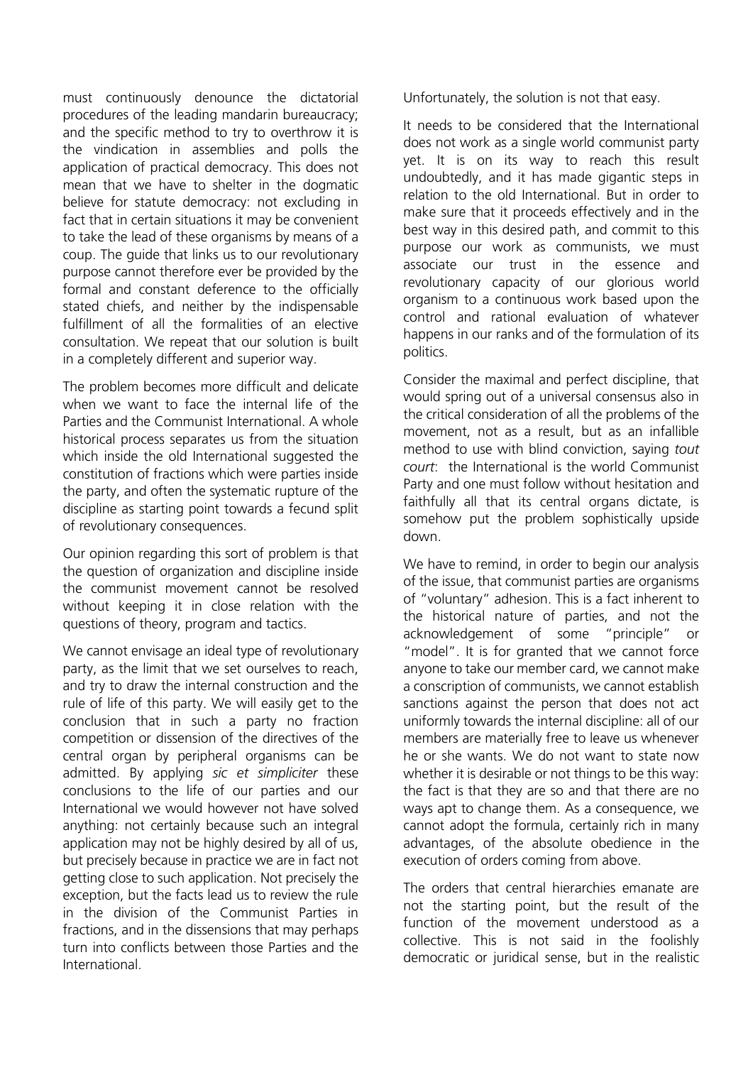must continuously denounce the dictatorial procedures of the leading mandarin bureaucracy; and the specific method to try to overthrow it is the vindication in assemblies and polls the application of practical democracy. This does not mean that we have to shelter in the dogmatic believe for statute democracy: not excluding in fact that in certain situations it may be convenient to take the lead of these organisms by means of a coup. The guide that links us to our revolutionary purpose cannot therefore ever be provided by the formal and constant deference to the officially stated chiefs, and neither by the indispensable fulfillment of all the formalities of an elective consultation. We repeat that our solution is built in a completely different and superior way.

The problem becomes more difficult and delicate when we want to face the internal life of the Parties and the Communist International. A whole historical process separates us from the situation which inside the old International suggested the constitution of fractions which were parties inside the party, and often the systematic rupture of the discipline as starting point towards a fecund split of revolutionary consequences.

Our opinion regarding this sort of problem is that the question of organization and discipline inside the communist movement cannot be resolved without keeping it in close relation with the questions of theory, program and tactics.

We cannot envisage an ideal type of revolutionary party, as the limit that we set ourselves to reach, and try to draw the internal construction and the rule of life of this party. We will easily get to the conclusion that in such a party no fraction competition or dissension of the directives of the central organ by peripheral organisms can be admitted. By applying *sic et simpliciter* these conclusions to the life of our parties and our International we would however not have solved anything: not certainly because such an integral application may not be highly desired by all of us, but precisely because in practice we are in fact not getting close to such application. Not precisely the exception, but the facts lead us to review the rule in the division of the Communist Parties in fractions, and in the dissensions that may perhaps turn into conflicts between those Parties and the International.

Unfortunately, the solution is not that easy.

It needs to be considered that the International does not work as a single world communist party yet. It is on its way to reach this result undoubtedly, and it has made gigantic steps in relation to the old International. But in order to make sure that it proceeds effectively and in the best way in this desired path, and commit to this purpose our work as communists, we must associate our trust in the essence and revolutionary capacity of our glorious world organism to a continuous work based upon the control and rational evaluation of whatever happens in our ranks and of the formulation of its politics.

Consider the maximal and perfect discipline, that would spring out of a universal consensus also in the critical consideration of all the problems of the movement, not as a result, but as an infallible method to use with blind conviction, saying *tout court*: the International is the world Communist Party and one must follow without hesitation and faithfully all that its central organs dictate, is somehow put the problem sophistically upside down.

We have to remind, in order to begin our analysis of the issue, that communist parties are organisms of "voluntary" adhesion. This is a fact inherent to the historical nature of parties, and not the acknowledgement of some "principle" or "model". It is for granted that we cannot force anyone to take our member card, we cannot make a conscription of communists, we cannot establish sanctions against the person that does not act uniformly towards the internal discipline: all of our members are materially free to leave us whenever he or she wants. We do not want to state now whether it is desirable or not things to be this way: the fact is that they are so and that there are no ways apt to change them. As a consequence, we cannot adopt the formula, certainly rich in many advantages, of the absolute obedience in the execution of orders coming from above.

The orders that central hierarchies emanate are not the starting point, but the result of the function of the movement understood as a collective. This is not said in the foolishly democratic or juridical sense, but in the realistic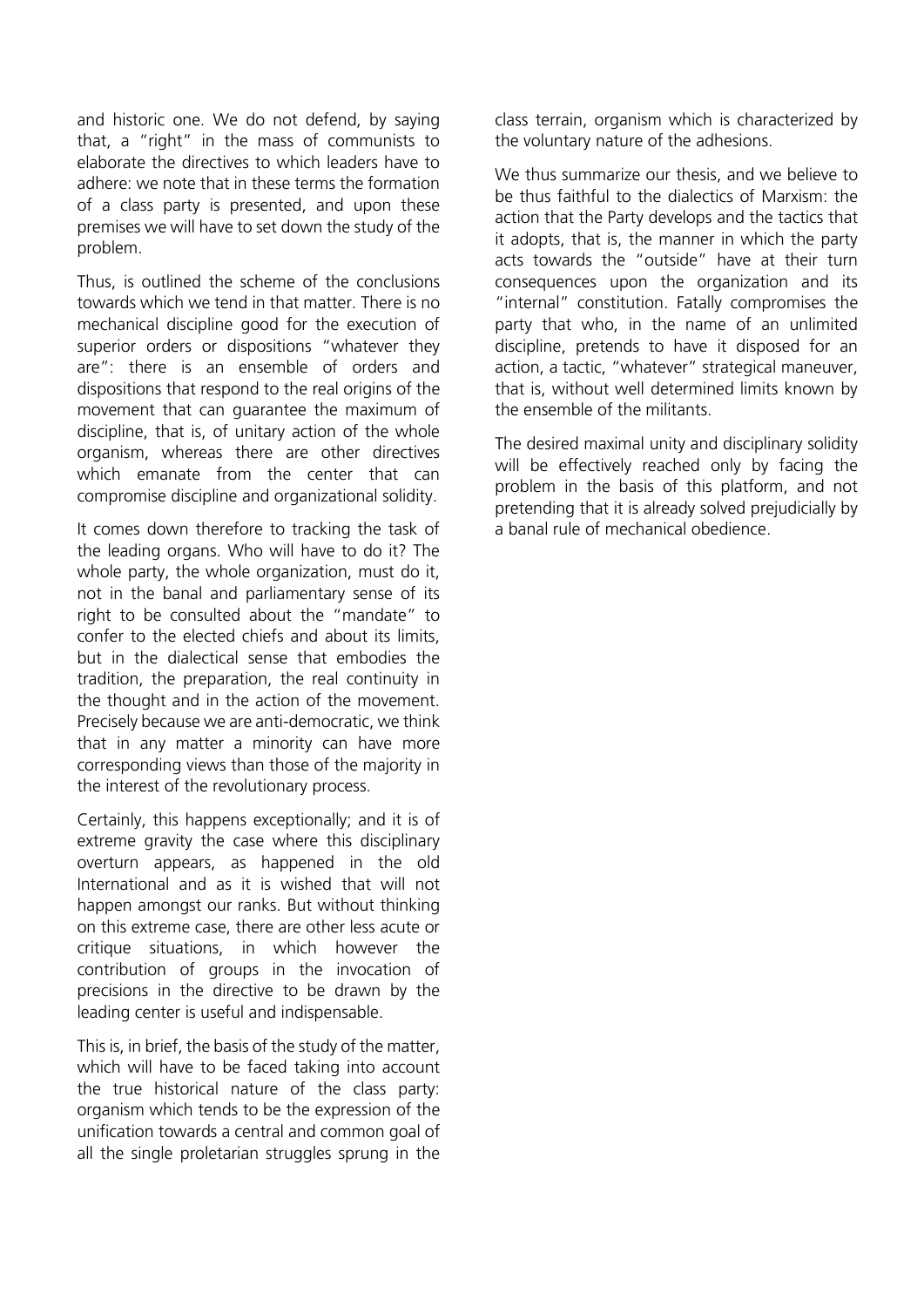and historic one. We do not defend, by saying that, a "right" in the mass of communists to elaborate the directives to which leaders have to adhere: we note that in these terms the formation of a class party is presented, and upon these premises we will have to set down the study of the problem.

Thus, is outlined the scheme of the conclusions towards which we tend in that matter. There is no mechanical discipline good for the execution of superior orders or dispositions "whatever they are": there is an ensemble of orders and dispositions that respond to the real origins of the movement that can guarantee the maximum of discipline, that is, of unitary action of the whole organism, whereas there are other directives which emanate from the center that can compromise discipline and organizational solidity.

It comes down therefore to tracking the task of the leading organs. Who will have to do it? The whole party, the whole organization, must do it, not in the banal and parliamentary sense of its right to be consulted about the "mandate" to confer to the elected chiefs and about its limits, but in the dialectical sense that embodies the tradition, the preparation, the real continuity in the thought and in the action of the movement. Precisely because we are anti-democratic, we think that in any matter a minority can have more corresponding views than those of the majority in the interest of the revolutionary process.

Certainly, this happens exceptionally; and it is of extreme gravity the case where this disciplinary overturn appears, as happened in the old International and as it is wished that will not happen amongst our ranks. But without thinking on this extreme case, there are other less acute or critique situations, in which however the contribution of groups in the invocation of precisions in the directive to be drawn by the leading center is useful and indispensable.

This is, in brief, the basis of the study of the matter, which will have to be faced taking into account the true historical nature of the class party: organism which tends to be the expression of the unification towards a central and common goal of all the single proletarian struggles sprung in the class terrain, organism which is characterized by the voluntary nature of the adhesions.

We thus summarize our thesis, and we believe to be thus faithful to the dialectics of Marxism: the action that the Party develops and the tactics that it adopts, that is, the manner in which the party acts towards the "outside" have at their turn consequences upon the organization and its "internal" constitution. Fatally compromises the party that who, in the name of an unlimited discipline, pretends to have it disposed for an action, a tactic, "whatever" strategical maneuver, that is, without well determined limits known by the ensemble of the militants.

The desired maximal unity and disciplinary solidity will be effectively reached only by facing the problem in the basis of this platform, and not pretending that it is already solved prejudicially by a banal rule of mechanical obedience.